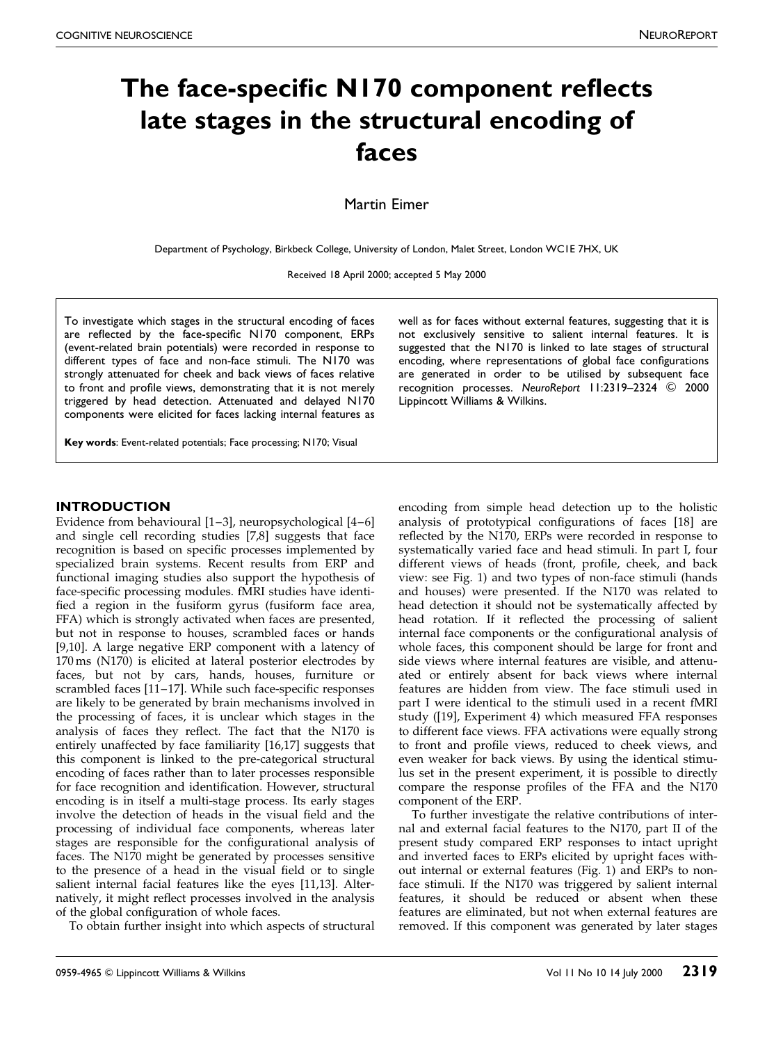# The face-specific N170 component reflects late stages in the structural encoding of faces

Martin Eimer

Department of Psychology, Birkbeck College, University of London, Malet Street, London WC1E 7HX, UK

Received 18 April 2000; accepted 5 May 2000

To investigate which stages in the structural encoding of faces are reflected by the face-specific N170 component, ERPs (event-related brain potentials) were recorded in response to different types of face and non-face stimuli. The N170 was strongly attenuated for cheek and back views of faces relative to front and profile views, demonstrating that it is not merely triggered by head detection. Attenuated and delayed N170 components were elicited for faces lacking internal features as well as for faces without external features, suggesting that it is not exclusively sensitive to salient internal features. It is suggested that the N170 is linked to late stages of structural encoding, where representations of global face configurations are generated in order to be utilised by subsequent face recognition processes. *NeuroReport* 11:2319–2324 © 2000 Lippincott Williams & Wilkins.

**Key words**: Event-related potentials; Face processing; N170; Visual

## INTRODUCTION

Evidence from behavioural [1–3], neuropsychological [4–6] and single cell recording studies [7,8] suggests that face recognition is based on specific processes implemented by specialized brain systems. Recent results from ERP and functional imaging studies also support the hypothesis of face-specific processing modules. fMRI studies have identified a region in the fusiform gyrus (fusiform face area, FFA) which is strongly activated when faces are presented, but not in response to houses, scrambled faces or hands [9,10]. A large negative ERP component with a latency of 170 ms (N170) is elicited at lateral posterior electrodes by faces, but not by cars, hands, houses, furniture or scrambled faces [11–17]. While such face-specific responses are likely to be generated by brain mechanisms involved in the processing of faces, it is unclear which stages in the analysis of faces they reflect. The fact that the N170 is entirely unaffected by face familiarity [16,17] suggests that this component is linked to the pre-categorical structural encoding of faces rather than to later processes responsible for face recognition and identification. However, structural encoding is in itself a multi-stage process. Its early stages involve the detection of heads in the visual field and the processing of individual face components, whereas later stages are responsible for the configurational analysis of faces. The N170 might be generated by processes sensitive to the presence of a head in the visual field or to single salient internal facial features like the eyes [11,13]. Alternatively, it might reflect processes involved in the analysis of the global configuration of whole faces.

To obtain further insight into which aspects of structural encoding from simple head detection up to the holistic analysis of prototypical configurations of faces [18] are reflected by the N170, ERPs were recorded in response to systematically varied face and head stimuli. In part I, four different views of heads (front, profile, cheek, and back view: see Fig. 1) and two types of non-face stimuli (hands and houses) were presented. If the N170 was related to head detection it should not be systematically affected by head rotation. If it reflected the processing of salient internal face components or the configurational analysis of whole faces, this component should be large for front and side views where internal features are visible, and attenuated or entirely absent for back views where internal features are hidden from view. The face stimuli used in part I were identical to the stimuli used in a recent fMRI study ([19], Experiment 4) which measured FFA responses to different face views. FFA activations were equally strong to front and profile views, reduced to cheek views, and even weaker for back views. By using the identical stimulus set in the present experiment, it is possible to directly compare the response profiles of the FFA and the N170 component of the ERP.

To further investigate the relative contributions of internal and external facial features to the N170, part II of the present study compared ERP responses to intact upright and inverted faces to ERPs elicited by upright faces without internal or external features (Fig. 1) and ERPs to non-face stimuli. If the N170 was triggered by salient internal features, it should be reduced or absent when these features are eliminated, but not when external features are removed. If this component was generated by later stages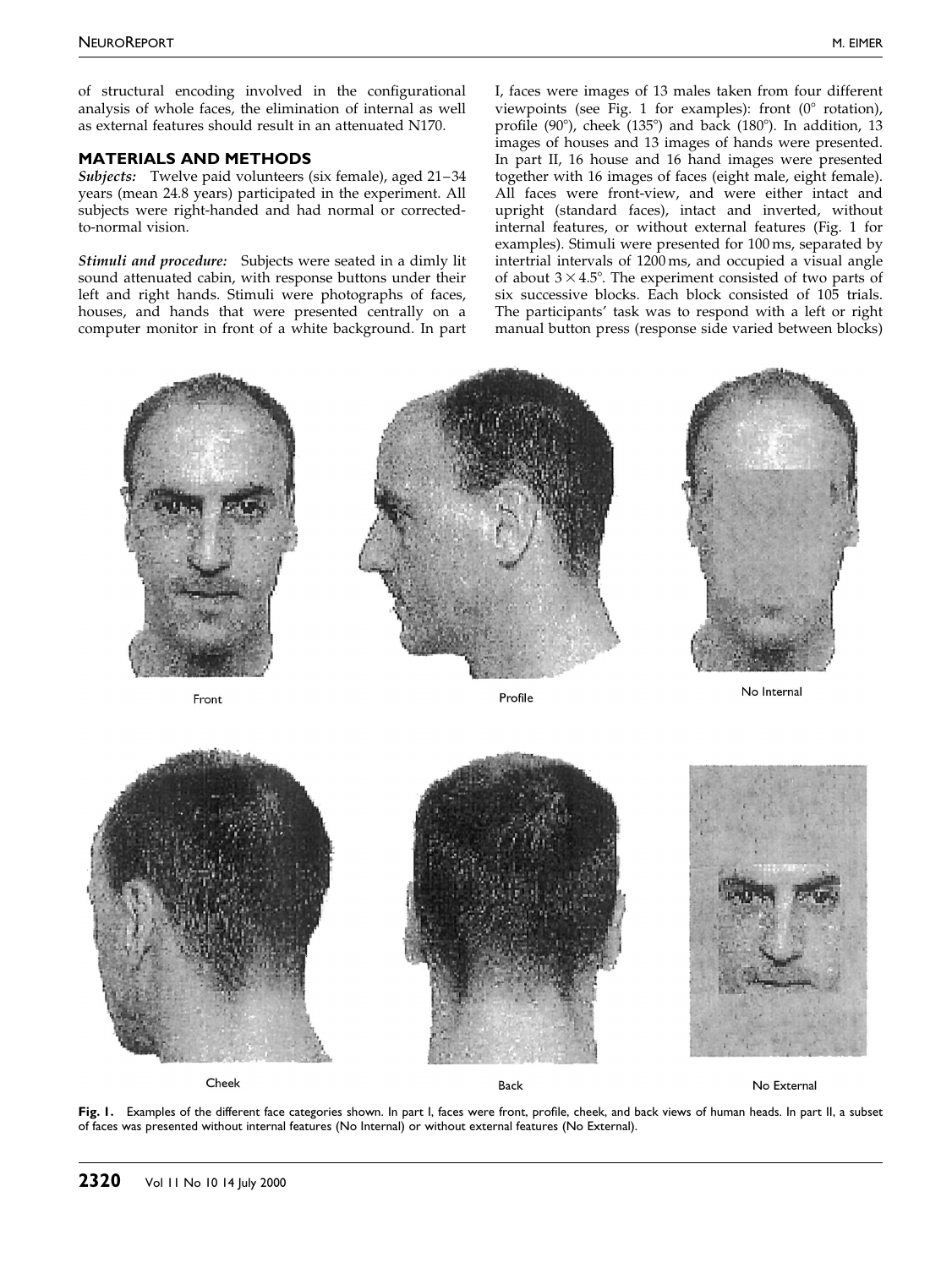of structural encoding involved in the configurational analysis of whole faces, the elimination of internal as well as external features should result in an attenuated N170.

## MATERIALS AND METHODS

***Subjects:*** Twelve paid volunteers (six female), aged 21–34 years (mean 24.8 years) participated in the experiment. All subjects were right-handed and had normal or corrected-to-normal vision.

***Stimuli and procedure:*** Subjects were seated in a dimly lit sound attenuated cabin, with response buttons under their left and right hands. Stimuli were photographs of faces, houses, and hands that were presented centrally on a computer monitor in front of a white background. In part I, faces were images of 13 males taken from four different viewpoints (see Fig. 1 for examples): front (0° rotation), profile (90°), cheek (135°) and back (180°). In addition, 13 images of houses and 13 images of hands were presented. In part II, 16 house and 16 hand images were presented together with 16 images of faces (eight male, eight female). All faces were front-view, and were either intact and upright (standard faces), intact and inverted, without internal features, or without external features (Fig. 1 for examples). Stimuli were presented for 100 ms, separated by intertrial intervals of 1200 ms, and occupied a visual angle of about $3 \times 4.5°$. The experiment consisted of two parts of six successive blocks. Each block consisted of 105 trials. The participants' task was to respond with a left or right manual button press (response side varied between blocks)

Front | Profile | No Internal

Cheek | Back | No External

**Fig. 1.** Examples of the different face categories shown. In part I, faces were front, profile, cheek, and back views of human heads. In part II, a subset of faces was presented without internal features (No Internal) or without external features (No External).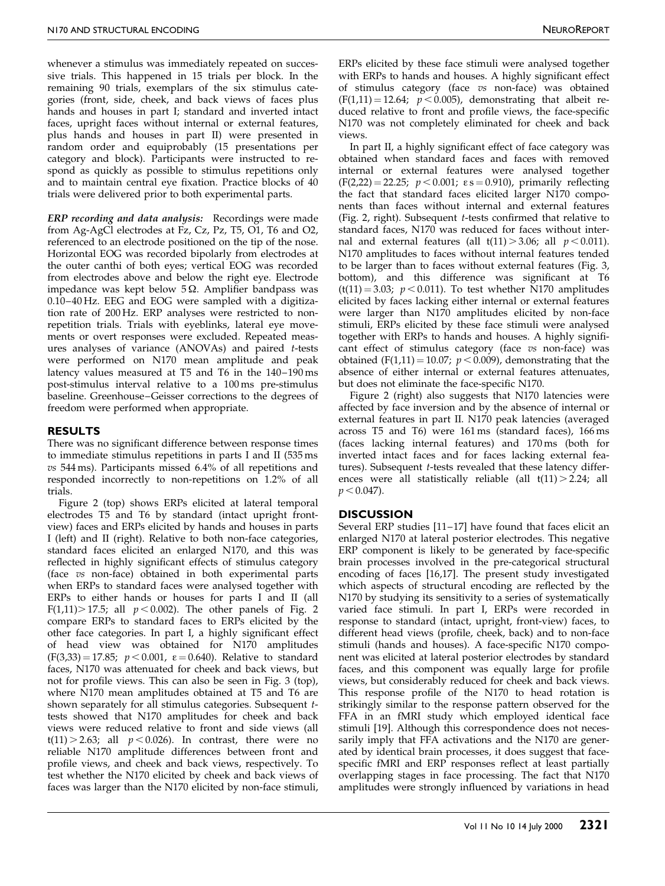whenever a stimulus was immediately repeated on successive trials. This happened in 15 trials per block. In the remaining 90 trials, exemplars of the six stimulus categories (front, side, cheek, and back views of faces plus hands and houses in part I; standard and inverted intact faces, upright faces without internal or external features, plus hands and houses in part II) were presented in random order and equiprobably (15 presentations per category and block). Participants were instructed to respond as quickly as possible to stimulus repetitions only and to maintain central eye fixation. Practice blocks of 40 trials were delivered prior to both experimental parts.

***ERP recording and data analysis:*** Recordings were made from Ag-AgCl electrodes at Fz, Cz, Pz, T5, O1, T6 and O2, referenced to an electrode positioned on the tip of the nose. Horizontal EOG was recorded bipolarly from electrodes at the outer canthi of both eyes; vertical EOG was recorded from electrodes above and below the right eye. Electrode impedance was kept below 5 Ω. Amplifier bandpass was 0.10–40 Hz. EEG and EOG were sampled with a digitization rate of 200 Hz. ERP analyses were restricted to non-repetition trials. Trials with eyeblinks, lateral eye movements or overt responses were excluded. Repeated measures analyses of variance (ANOVAs) and paired *t*-tests were performed on N170 mean amplitude and peak latency values measured at T5 and T6 in the 140–190 ms post-stimulus interval relative to a 100 ms pre-stimulus baseline. Greenhouse–Geisser corrections to the degrees of freedom were performed when appropriate.

## RESULTS

There was no significant difference between response times to immediate stimulus repetitions in parts I and II (535 ms *vs* 544 ms). Participants missed 6.4% of all repetitions and responded incorrectly to non-repetitions on 1.2% of all trials.

Figure 2 (top) shows ERPs elicited at lateral temporal electrodes T5 and T6 by standard (intact upright front-view) faces and ERPs elicited by hands and houses in parts I (left) and II (right). Relative to both non-face categories, standard faces elicited an enlarged N170, and this was reflected in highly significant effects of stimulus category (face *vs* non-face) obtained in both experimental parts when ERPs to standard faces were analysed together with ERPs to either hands or houses for parts I and II (all $F(1,11) > 17.5$; all $p < 0.002$). The other panels of Fig. 2 compare ERPs to standard faces to ERPs elicited by the other face categories. In part I, a highly significant effect of head view was obtained for N170 amplitudes ($F(3,33) = 17.85$; $p < 0.001$, $\varepsilon = 0.640$). Relative to standard faces, N170 was attenuated for cheek and back views, but not for profile views. This can also be seen in Fig. 3 (top), where N170 mean amplitudes obtained at T5 and T6 are shown separately for all stimulus categories. Subsequent *t*-tests showed that N170 amplitudes for cheek and back views were reduced relative to front and side views (all $t(11) > 2.63$; all $p < 0.026$). In contrast, there were no reliable N170 amplitude differences between front and profile views, and cheek and back views, respectively. To test whether the N170 elicited by cheek and back views of faces was larger than the N170 elicited by non-face stimuli, ERPs elicited by these face stimuli were analysed together with ERPs to hands and houses. A highly significant effect of stimulus category (face *vs* non-face) was obtained ($F(1,11) = 12.64$; $p < 0.005$), demonstrating that albeit reduced relative to front and profile views, the face-specific N170 was not completely eliminated for cheek and back views.

In part II, a highly significant effect of face category was obtained when standard faces and faces with removed internal or external features were analysed together ($F(2,22) = 22.25$; $p < 0.001$; $\varepsilon s = 0.910$), primarily reflecting the fact that standard faces elicited larger N170 components than faces without internal and external features (Fig. 2, right). Subsequent *t*-tests confirmed that relative to standard faces, N170 was reduced for faces without internal and external features (all $t(11) > 3.06$; all $p < 0.011$). N170 amplitudes to faces without internal features tended to be larger than to faces without external features (Fig. 3, bottom), and this difference was significant at T6 ($t(11) = 3.03$; $p < 0.011$). To test whether N170 amplitudes elicited by faces lacking either internal or external features were larger than N170 amplitudes elicited by non-face stimuli, ERPs elicited by these face stimuli were analysed together with ERPs to hands and houses. A highly significant effect of stimulus category (face *vs* non-face) was obtained ($F(1,11) = 10.07$; $p < 0.009$), demonstrating that the absence of either internal or external features attenuates, but does not eliminate the face-specific N170.

Figure 2 (right) also suggests that N170 latencies were affected by face inversion and by the absence of internal or external features in part II. N170 peak latencies (averaged across T5 and T6) were 161 ms (standard faces), 166 ms (faces lacking internal features) and 170 ms (both for inverted intact faces and for faces lacking external features). Subsequent *t*-tests revealed that these latency differences were all statistically reliable (all $t(11) > 2.24$; all $p < 0.047$).

## DISCUSSION

Several ERP studies [11–17] have found that faces elicit an enlarged N170 at lateral posterior electrodes. This negative ERP component is likely to be generated by face-specific brain processes involved in the pre-categorical structural encoding of faces [16,17]. The present study investigated which aspects of structural encoding are reflected by the N170 by studying its sensitivity to a series of systematically varied face stimuli. In part I, ERPs were recorded in response to standard (intact, upright, front-view) faces, to different head views (profile, cheek, back) and to non-face stimuli (hands and houses). A face-specific N170 component was elicited at lateral posterior electrodes by standard faces, and this component was equally large for profile views, but considerably reduced for cheek and back views. This response profile of the N170 to head rotation is strikingly similar to the response pattern observed for the FFA in an fMRI study which employed identical face stimuli [19]. Although this correspondence does not necessarily imply that FFA activations and the N170 are generated by identical brain processes, it does suggest that face-specific fMRI and ERP responses reflect at least partially overlapping stages in face processing. The fact that N170 amplitudes were strongly influenced by variations in head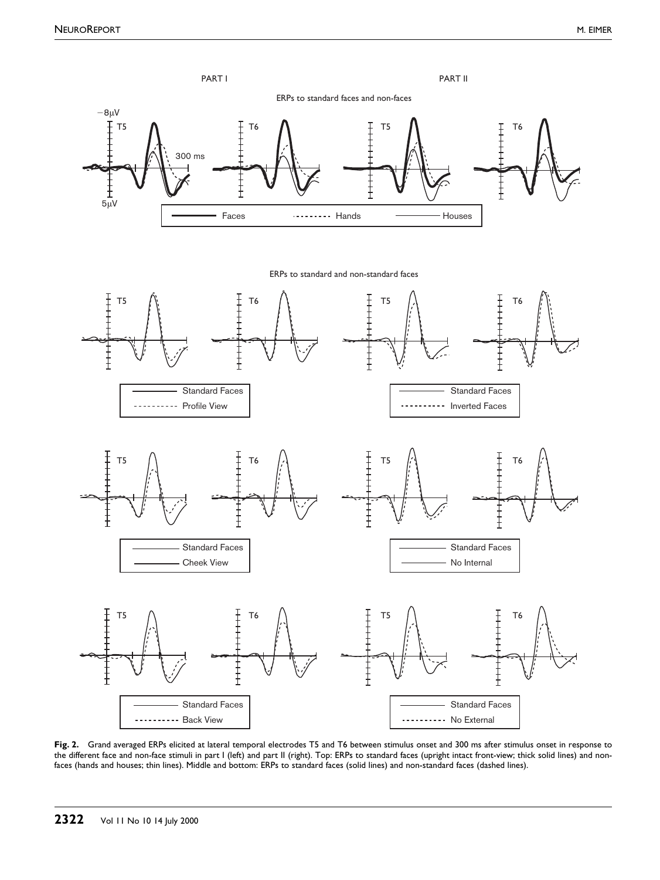**Fig. 2.** Grand averaged ERPs elicited at lateral temporal electrodes T5 and T6 between stimulus onset and 300 ms after stimulus onset in response to the different face and non-face stimuli in part I (left) and part II (right). Top: ERPs to standard faces (upright intact front-view; thick solid lines) and non-faces (hands and houses; thin lines). Middle and bottom: ERPs to standard faces (solid lines) and non-standard faces (dashed lines).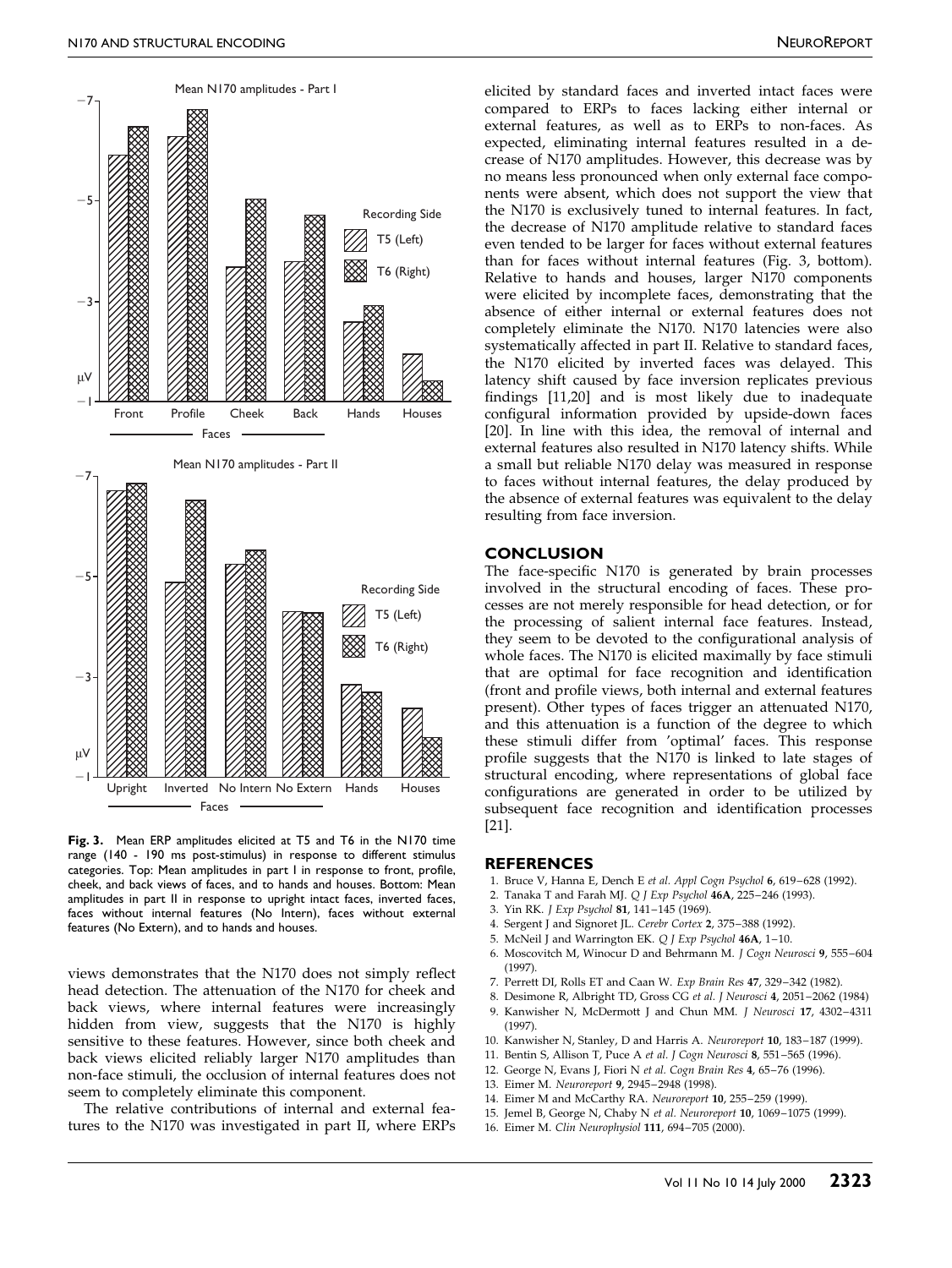**Fig. 3.** Mean ERP amplitudes elicited at T5 and T6 in the N170 time range (140 - 190 ms post-stimulus) in response to different stimulus categories. Top: Mean amplitudes in part I in response to front, profile, cheek, and back views of faces, and to hands and houses. Bottom: Mean amplitudes in part II in response to upright intact faces, inverted faces, faces without internal features (No Intern), faces without external features (No Extern), and to hands and houses.

views demonstrates that the N170 does not simply reflect head detection. The attenuation of the N170 for cheek and back views, where internal features were increasingly hidden from view, suggests that the N170 is highly sensitive to these features. However, since both cheek and back views elicited reliably larger N170 amplitudes than non-face stimuli, the occlusion of internal features does not seem to completely eliminate this component.

The relative contributions of internal and external features to the N170 was investigated in part II, where ERPs elicited by standard faces and inverted intact faces were compared to ERPs to faces lacking either internal or external features, as well as to ERPs to non-faces. As expected, eliminating internal features resulted in a decrease of N170 amplitudes. However, this decrease was by no means less pronounced when only external face components were absent, which does not support the view that the N170 is exclusively tuned to internal features. In fact, the decrease of N170 amplitude relative to standard faces even tended to be larger for faces without external features than for faces without internal features (Fig. 3, bottom). Relative to hands and houses, larger N170 components were elicited by incomplete faces, demonstrating that the absence of either internal or external features does not completely eliminate the N170. N170 latencies were also systematically affected in part II. Relative to standard faces, the N170 elicited by inverted faces was delayed. This latency shift caused by face inversion replicates previous findings [11,20] and is most likely due to inadequate configural information provided by upside-down faces [20]. In line with this idea, the removal of internal and external features also resulted in N170 latency shifts. While a small but reliable N170 delay was measured in response to faces without internal features, the delay produced by the absence of external features was equivalent to the delay resulting from face inversion.

## CONCLUSION

The face-specific N170 is generated by brain processes involved in the structural encoding of faces. These processes are not merely responsible for head detection, or for the processing of salient internal face features. Instead, they seem to be devoted to the configurational analysis of whole faces. The N170 is elicited maximally by face stimuli that are optimal for face recognition and identification (front and profile views, both internal and external features present). Other types of faces trigger an attenuated N170, and this attenuation is a function of the degree to which these stimuli differ from 'optimal' faces. This response profile suggests that the N170 is linked to late stages of structural encoding, where representations of global face configurations are generated in order to be utilized by subsequent face recognition and identification processes [21].

## REFERENCES

1. Bruce V, Hanna E, Dench E *et al. Appl Cogn Psychol* **6**, 619–628 (1992).
2. Tanaka T and Farah MJ. *Q J Exp Psychol* **46A**, 225–246 (1993).
3. Yin RK. *J Exp Psychol* **81**, 141–145 (1969).
4. Sergent J and Signoret JL. *Cerebr Cortex* **2**, 375–388 (1992).
5. McNeil J and Warrington EK. *Q J Exp Psychol* **46A**, 1–10.
6. Moscovitch M, Winocur D and Behrmann M. *J Cogn Neurosci* **9**, 555–604 (1997).
7. Perrett DI, Rolls ET and Caan W. *Exp Brain Res* **47**, 329–342 (1982).
8. Desimone R, Albright TD, Gross CG *et al. J Neurosci* **4**, 2051–2062 (1984)
9. Kanwisher N, McDermott J and Chun MM. *J Neurosci* **17**, 4302–4311 (1997).
10. Kanwisher N, Stanley, D and Harris A. *Neuroreport* **10**, 183–187 (1999).
11. Bentin S, Allison T, Puce A *et al. J Cogn Neurosci* **8**, 551–565 (1996).
12. George N, Evans J, Fiori N *et al. Cogn Brain Res* **4**, 65–76 (1996).
13. Eimer M. *Neuroreport* **9**, 2945–2948 (1998).
14. Eimer M and McCarthy RA. *Neuroreport* **10**, 255–259 (1999).
15. Jemel B, George N, Chaby N *et al. Neuroreport* **10**, 1069–1075 (1999).
16. Eimer M. *Clin Neurophysiol* **111**, 694–705 (2000).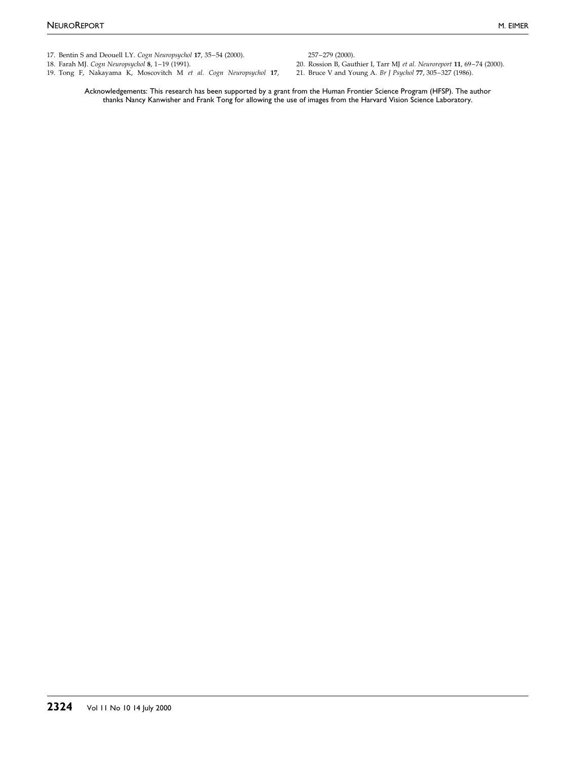17. Bentin S and Deouell LY. *Cogn Neuropsychol* **17**, 35–54 (2000).
18. Farah MJ. *Cogn Neuropsychol* **8**, 1–19 (1991).
19. Tong F, Nakayama K, Moscovitch M *et al. Cogn Neuropsychol* **17**, 257–279 (2000).
20. Rossion B, Gauthier I, Tarr MJ *et al. Neuroreport* **11**, 69–74 (2000).
21. Bruce V and Young A. *Br J Psychol* **77**, 305–327 (1986).

Acknowledgements: This research has been supported by a grant from the Human Frontier Science Program (HFSP). The author thanks Nancy Kanwisher and Frank Tong for allowing the use of images from the Harvard Vision Science Laboratory.